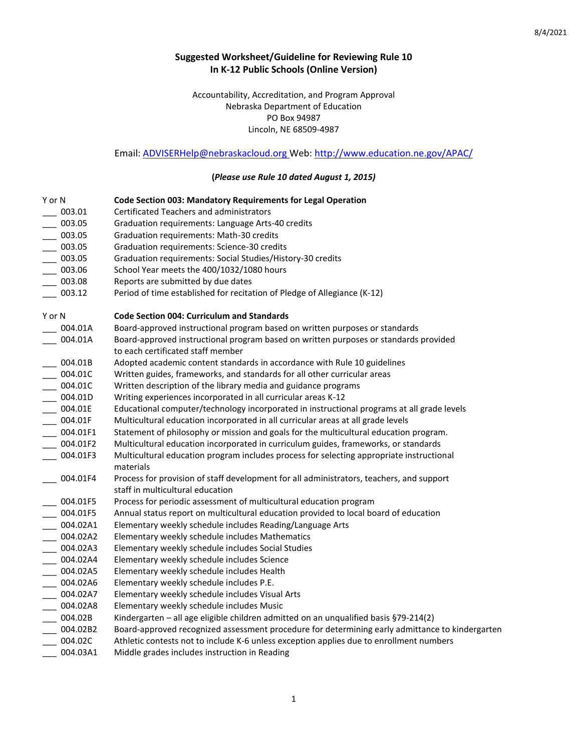8/4/2021

## Suggested Worksheet/Guideline for Reviewing Rule 10 In K-12 Public Schools (Online Version)

Accountability, Accreditation, and Program Approval
Nebraska Department of Education
PO Box 94987
Lincoln, NE 68509-4987

Email: ADVISERHelp@nebraskacloud.org Web: http://www.education.ne.gov/APAC/

**(*Please use Rule 10 dated August 1, 2015)***

| Y or N | | **Code Section 003: Mandatory Requirements for Legal Operation** |
|---|---|---|
| ___ | 003.01 | Certificated Teachers and administrators |
| ___ | 003.05 | Graduation requirements: Language Arts-40 credits |
| ___ | 003.05 | Graduation requirements: Math-30 credits |
| ___ | 003.05 | Graduation requirements: Science-30 credits |
| ___ | 003.05 | Graduation requirements: Social Studies/History-30 credits |
| ___ | 003.06 | School Year meets the 400/1032/1080 hours |
| ___ | 003.08 | Reports are submitted by due dates |
| ___ | 003.12 | Period of time established for recitation of Pledge of Allegiance (K-12) |

| Y or N | | **Code Section 004: Curriculum and Standards** |
|---|---|---|
| ___ | 004.01A | Board-approved instructional program based on written purposes or standards |
| ___ | 004.01A | Board-approved instructional program based on written purposes or standards provided to each certificated staff member |
| ___ | 004.01B | Adopted academic content standards in accordance with Rule 10 guidelines |
| ___ | 004.01C | Written guides, frameworks, and standards for all other curricular areas |
| ___ | 004.01C | Written description of the library media and guidance programs |
| ___ | 004.01D | Writing experiences incorporated in all curricular areas K-12 |
| ___ | 004.01E | Educational computer/technology incorporated in instructional programs at all grade levels |
| ___ | 004.01F | Multicultural education incorporated in all curricular areas at all grade levels |
| ___ | 004.01F1 | Statement of philosophy or mission and goals for the multicultural education program. |
| ___ | 004.01F2 | Multicultural education incorporated in curriculum guides, frameworks, or standards |
| ___ | 004.01F3 | Multicultural education program includes process for selecting appropriate instructional materials |
| ___ | 004.01F4 | Process for provision of staff development for all administrators, teachers, and support staff in multicultural education |
| ___ | 004.01F5 | Process for periodic assessment of multicultural education program |
| ___ | 004.01F5 | Annual status report on multicultural education provided to local board of education |
| ___ | 004.02A1 | Elementary weekly schedule includes Reading/Language Arts |
| ___ | 004.02A2 | Elementary weekly schedule includes Mathematics |
| ___ | 004.02A3 | Elementary weekly schedule includes Social Studies |
| ___ | 004.02A4 | Elementary weekly schedule includes Science |
| ___ | 004.02A5 | Elementary weekly schedule includes Health |
| ___ | 004.02A6 | Elementary weekly schedule includes P.E. |
| ___ | 004.02A7 | Elementary weekly schedule includes Visual Arts |
| ___ | 004.02A8 | Elementary weekly schedule includes Music |
| ___ | 004.02B | Kindergarten – all age eligible children admitted on an unqualified basis §79-214(2) |
| ___ | 004.02B2 | Board-approved recognized assessment procedure for determining early admittance to kindergarten |
| ___ | 004.02C | Athletic contests not to include K-6 unless exception applies due to enrollment numbers |
| ___ | 004.03A1 | Middle grades includes instruction in Reading |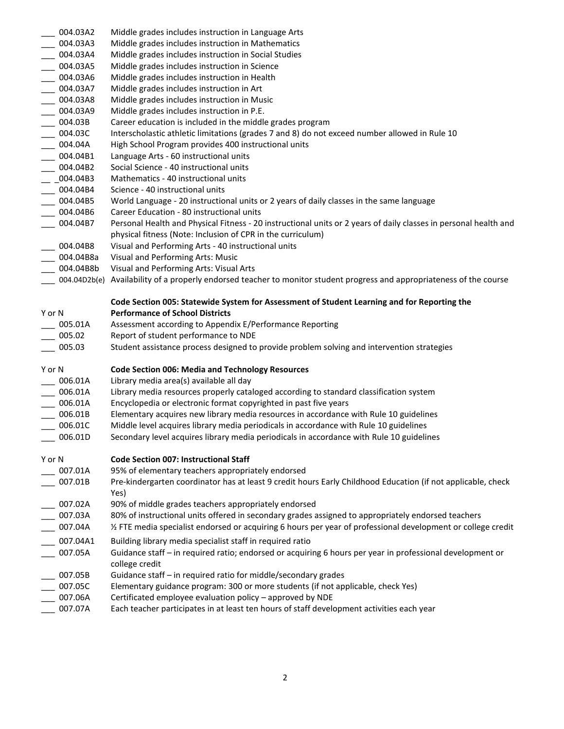___ 004.03A2 Middle grades includes instruction in Language Arts
___ 004.03A3 Middle grades includes instruction in Mathematics
___ 004.03A4 Middle grades includes instruction in Social Studies
___ 004.03A5 Middle grades includes instruction in Science
___ 004.03A6 Middle grades includes instruction in Health
___ 004.03A7 Middle grades includes instruction in Art
___ 004.03A8 Middle grades includes instruction in Music
___ 004.03A9 Middle grades includes instruction in P.E.
___ 004.03B Career education is included in the middle grades program
___ 004.03C Interscholastic athletic limitations (grades 7 and 8) do not exceed number allowed in Rule 10
___ 004.04A High School Program provides 400 instructional units
___ 004.04B1 Language Arts - 60 instructional units
___ 004.04B2 Social Science - 40 instructional units
___ 004.04B3 Mathematics - 40 instructional units
___ 004.04B4 Science - 40 instructional units
___ 004.04B5 World Language - 20 instructional units or 2 years of daily classes in the same language
___ 004.04B6 Career Education - 80 instructional units
___ 004.04B7 Personal Health and Physical Fitness - 20 instructional units or 2 years of daily classes in personal health and physical fitness (Note: Inclusion of CPR in the curriculum)
___ 004.04B8 Visual and Performing Arts - 40 instructional units
___ 004.04B8a Visual and Performing Arts: Music
___ 004.04B8b Visual and Performing Arts: Visual Arts
___ 004.04D2b(e) Availability of a properly endorsed teacher to monitor student progress and appropriateness of the course

Y or N **Code Section 005: Statewide System for Assessment of Student Learning and for Reporting the Performance of School Districts**

___ 005.01A Assessment according to Appendix E/Performance Reporting
___ 005.02 Report of student performance to NDE
___ 005.03 Student assistance process designed to provide problem solving and intervention strategies

Y or N **Code Section 006: Media and Technology Resources**

___ 006.01A Library media area(s) available all day
___ 006.01A Library media resources properly cataloged according to standard classification system
___ 006.01A Encyclopedia or electronic format copyrighted in past five years
___ 006.01B Elementary acquires new library media resources in accordance with Rule 10 guidelines
___ 006.01C Middle level acquires library media periodicals in accordance with Rule 10 guidelines
___ 006.01D Secondary level acquires library media periodicals in accordance with Rule 10 guidelines

Y or N **Code Section 007: Instructional Staff**

___ 007.01A 95% of elementary teachers appropriately endorsed
___ 007.01B Pre-kindergarten coordinator has at least 9 credit hours Early Childhood Education (if not applicable, check Yes)
___ 007.02A 90% of middle grades teachers appropriately endorsed
___ 007.03A 80% of instructional units offered in secondary grades assigned to appropriately endorsed teachers
___ 007.04A ½ FTE media specialist endorsed or acquiring 6 hours per year of professional development or college credit
___ 007.04A1 Building library media specialist staff in required ratio
___ 007.05A Guidance staff – in required ratio; endorsed or acquiring 6 hours per year in professional development or college credit
___ 007.05B Guidance staff – in required ratio for middle/secondary grades
___ 007.05C Elementary guidance program: 300 or more students (if not applicable, check Yes)
___ 007.06A Certificated employee evaluation policy – approved by NDE
___ 007.07A Each teacher participates in at least ten hours of staff development activities each year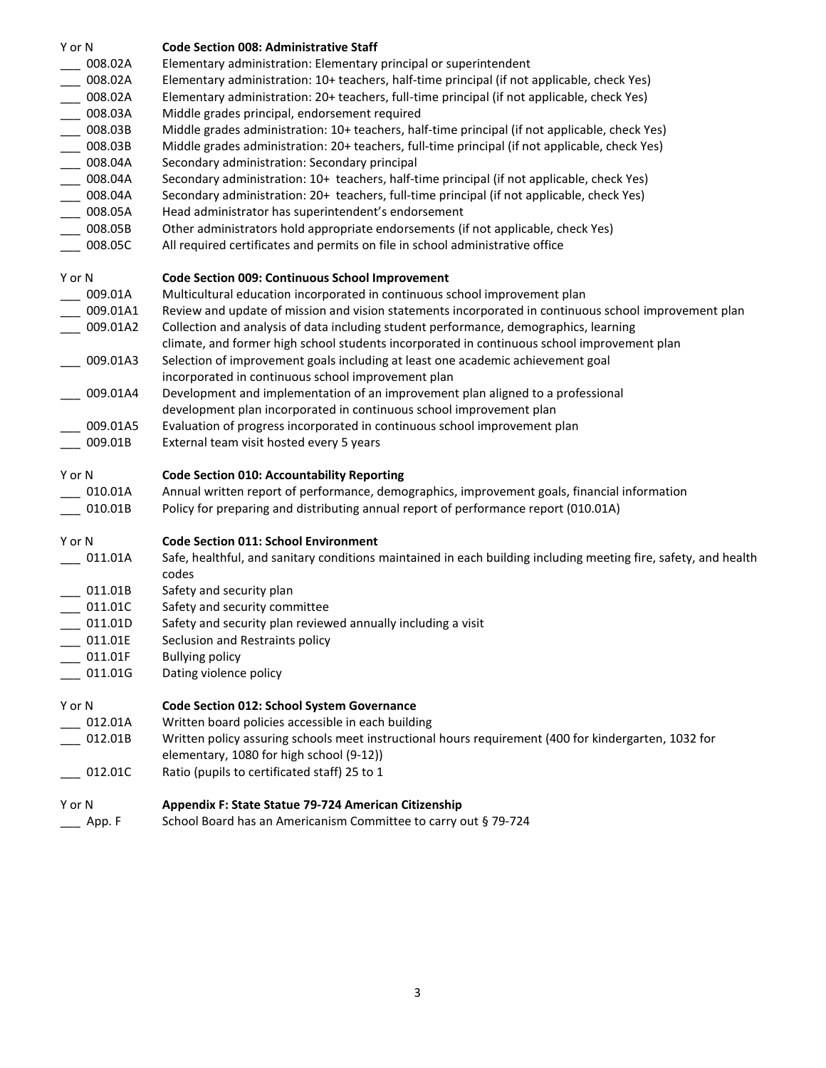Y or N **Code Section 008: Administrative Staff**

___ 008.02A Elementary administration: Elementary principal or superintendent
___ 008.02A Elementary administration: 10+ teachers, half-time principal (if not applicable, check Yes)
___ 008.02A Elementary administration: 20+ teachers, full-time principal (if not applicable, check Yes)
___ 008.03A Middle grades principal, endorsement required
___ 008.03B Middle grades administration: 10+ teachers, half-time principal (if not applicable, check Yes)
___ 008.03B Middle grades administration: 20+ teachers, full-time principal (if not applicable, check Yes)
___ 008.04A Secondary administration: Secondary principal
___ 008.04A Secondary administration: 10+ teachers, half-time principal (if not applicable, check Yes)
___ 008.04A Secondary administration: 20+ teachers, full-time principal (if not applicable, check Yes)
___ 008.05A Head administrator has superintendent's endorsement
___ 008.05B Other administrators hold appropriate endorsements (if not applicable, check Yes)
___ 008.05C All required certificates and permits on file in school administrative office

Y or N **Code Section 009: Continuous School Improvement**

___ 009.01A Multicultural education incorporated in continuous school improvement plan
___ 009.01A1 Review and update of mission and vision statements incorporated in continuous school improvement plan
___ 009.01A2 Collection and analysis of data including student performance, demographics, learning climate, and former high school students incorporated in continuous school improvement plan
___ 009.01A3 Selection of improvement goals including at least one academic achievement goal incorporated in continuous school improvement plan
___ 009.01A4 Development and implementation of an improvement plan aligned to a professional development plan incorporated in continuous school improvement plan
___ 009.01A5 Evaluation of progress incorporated in continuous school improvement plan
___ 009.01B External team visit hosted every 5 years

Y or N **Code Section 010: Accountability Reporting**

___ 010.01A Annual written report of performance, demographics, improvement goals, financial information
___ 010.01B Policy for preparing and distributing annual report of performance report (010.01A)

Y or N **Code Section 011: School Environment**

___ 011.01A Safe, healthful, and sanitary conditions maintained in each building including meeting fire, safety, and health codes
___ 011.01B Safety and security plan
___ 011.01C Safety and security committee
___ 011.01D Safety and security plan reviewed annually including a visit
___ 011.01E Seclusion and Restraints policy
___ 011.01F Bullying policy
___ 011.01G Dating violence policy

Y or N **Code Section 012: School System Governance**

___ 012.01A Written board policies accessible in each building
___ 012.01B Written policy assuring schools meet instructional hours requirement (400 for kindergarten, 1032 for elementary, 1080 for high school (9-12))
___ 012.01C Ratio (pupils to certificated staff) 25 to 1

Y or N **Appendix F: State Statue 79-724 American Citizenship**

___ App. F School Board has an Americanism Committee to carry out § 79-724